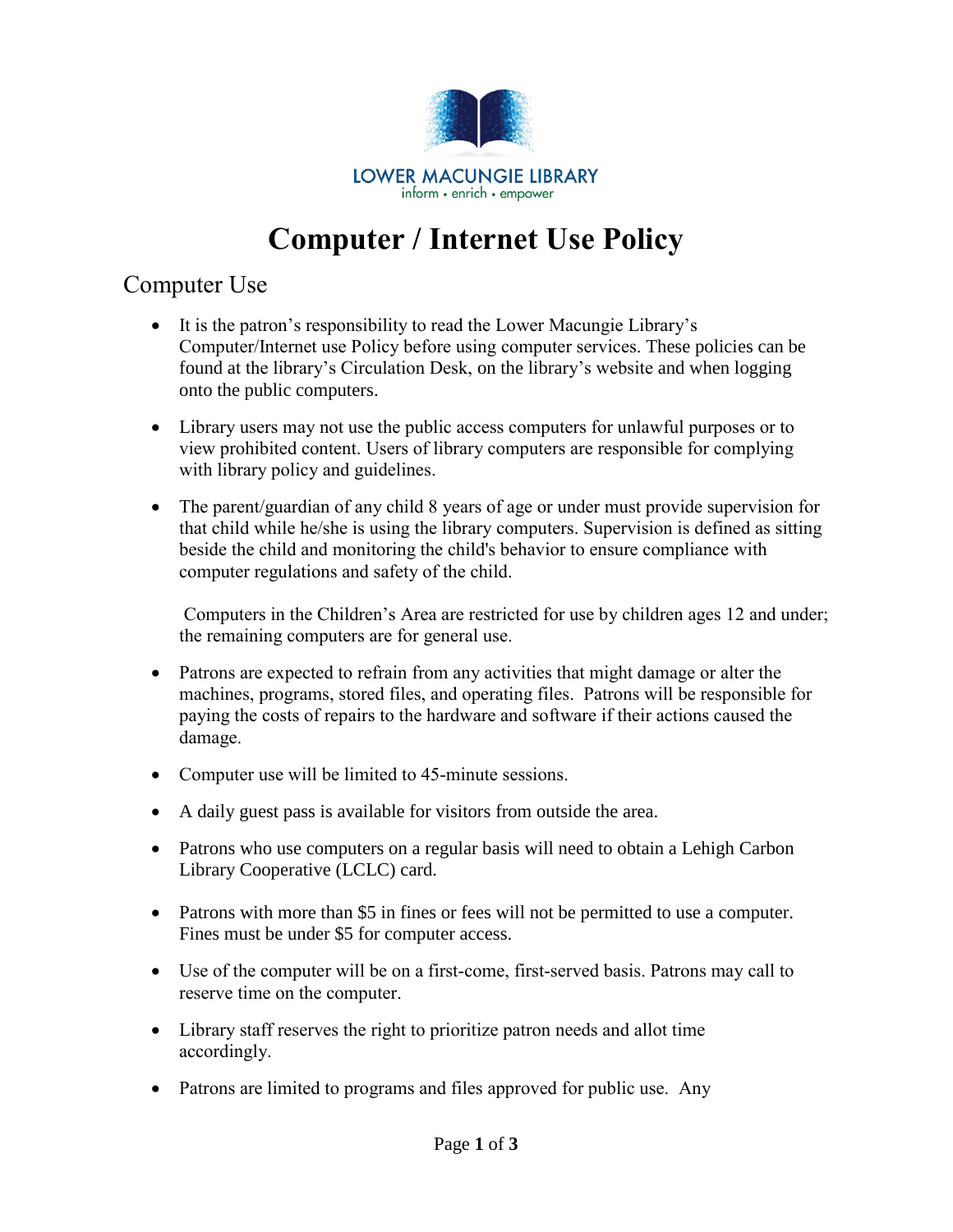LOWER MACUNGIE LIBRARY
inform • enrich • empower

# Computer / Internet Use Policy

## Computer Use

- It is the patron's responsibility to read the Lower Macungie Library's Computer/Internet use Policy before using computer services. These policies can be found at the library's Circulation Desk, on the library's website and when logging onto the public computers.

- Library users may not use the public access computers for unlawful purposes or to view prohibited content. Users of library computers are responsible for complying with library policy and guidelines.

- The parent/guardian of any child 8 years of age or under must provide supervision for that child while he/she is using the library computers. Supervision is defined as sitting beside the child and monitoring the child's behavior to ensure compliance with computer regulations and safety of the child.

  Computers in the Children's Area are restricted for use by children ages 12 and under; the remaining computers are for general use.

- Patrons are expected to refrain from any activities that might damage or alter the machines, programs, stored files, and operating files. Patrons will be responsible for paying the costs of repairs to the hardware and software if their actions caused the damage.

- Computer use will be limited to 45-minute sessions.

- A daily guest pass is available for visitors from outside the area.

- Patrons who use computers on a regular basis will need to obtain a Lehigh Carbon Library Cooperative (LCLC) card.

- Patrons with more than $5 in fines or fees will not be permitted to use a computer. Fines must be under $5 for computer access.

- Use of the computer will be on a first-come, first-served basis. Patrons may call to reserve time on the computer.

- Library staff reserves the right to prioritize patron needs and allot time accordingly.

- Patrons are limited to programs and files approved for public use. Any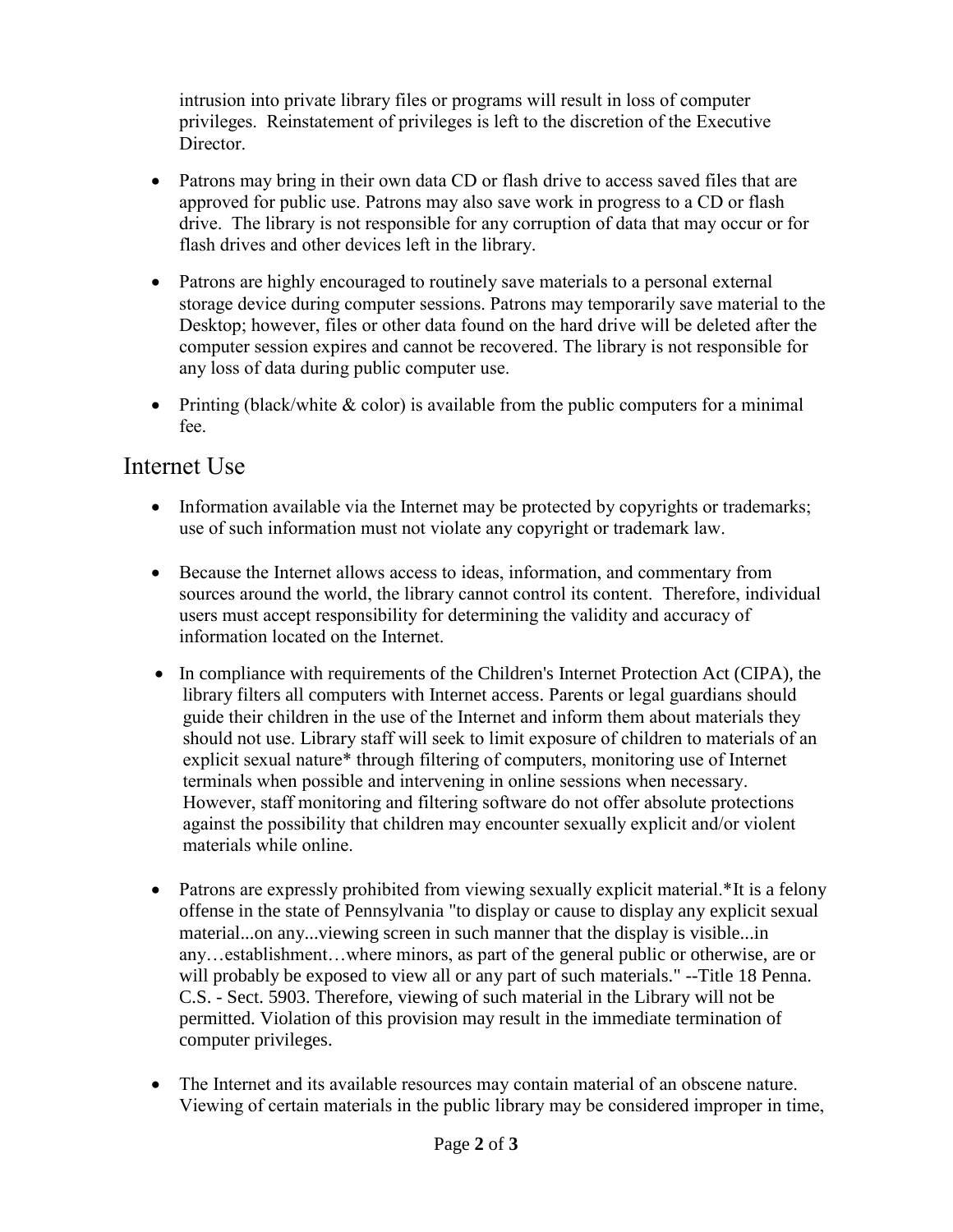intrusion into private library files or programs will result in loss of computer privileges. Reinstatement of privileges is left to the discretion of the Executive Director.

- Patrons may bring in their own data CD or flash drive to access saved files that are approved for public use. Patrons may also save work in progress to a CD or flash drive. The library is not responsible for any corruption of data that may occur or for flash drives and other devices left in the library.
- Patrons are highly encouraged to routinely save materials to a personal external storage device during computer sessions. Patrons may temporarily save material to the Desktop; however, files or other data found on the hard drive will be deleted after the computer session expires and cannot be recovered. The library is not responsible for any loss of data during public computer use.
- Printing (black/white & color) is available from the public computers for a minimal fee.

## Internet Use

- Information available via the Internet may be protected by copyrights or trademarks; use of such information must not violate any copyright or trademark law.
- Because the Internet allows access to ideas, information, and commentary from sources around the world, the library cannot control its content. Therefore, individual users must accept responsibility for determining the validity and accuracy of information located on the Internet.
- In compliance with requirements of the Children's Internet Protection Act (CIPA), the library filters all computers with Internet access. Parents or legal guardians should guide their children in the use of the Internet and inform them about materials they should not use. Library staff will seek to limit exposure of children to materials of an explicit sexual nature* through filtering of computers, monitoring use of Internet terminals when possible and intervening in online sessions when necessary. However, staff monitoring and filtering software do not offer absolute protections against the possibility that children may encounter sexually explicit and/or violent materials while online.
- Patrons are expressly prohibited from viewing sexually explicit material.*It is a felony offense in the state of Pennsylvania "to display or cause to display any explicit sexual material...on any...viewing screen in such manner that the display is visible...in any…establishment…where minors, as part of the general public or otherwise, are or will probably be exposed to view all or any part of such materials." --Title 18 Penna. C.S. - Sect. 5903. Therefore, viewing of such material in the Library will not be permitted. Violation of this provision may result in the immediate termination of computer privileges.
- The Internet and its available resources may contain material of an obscene nature. Viewing of certain materials in the public library may be considered improper in time,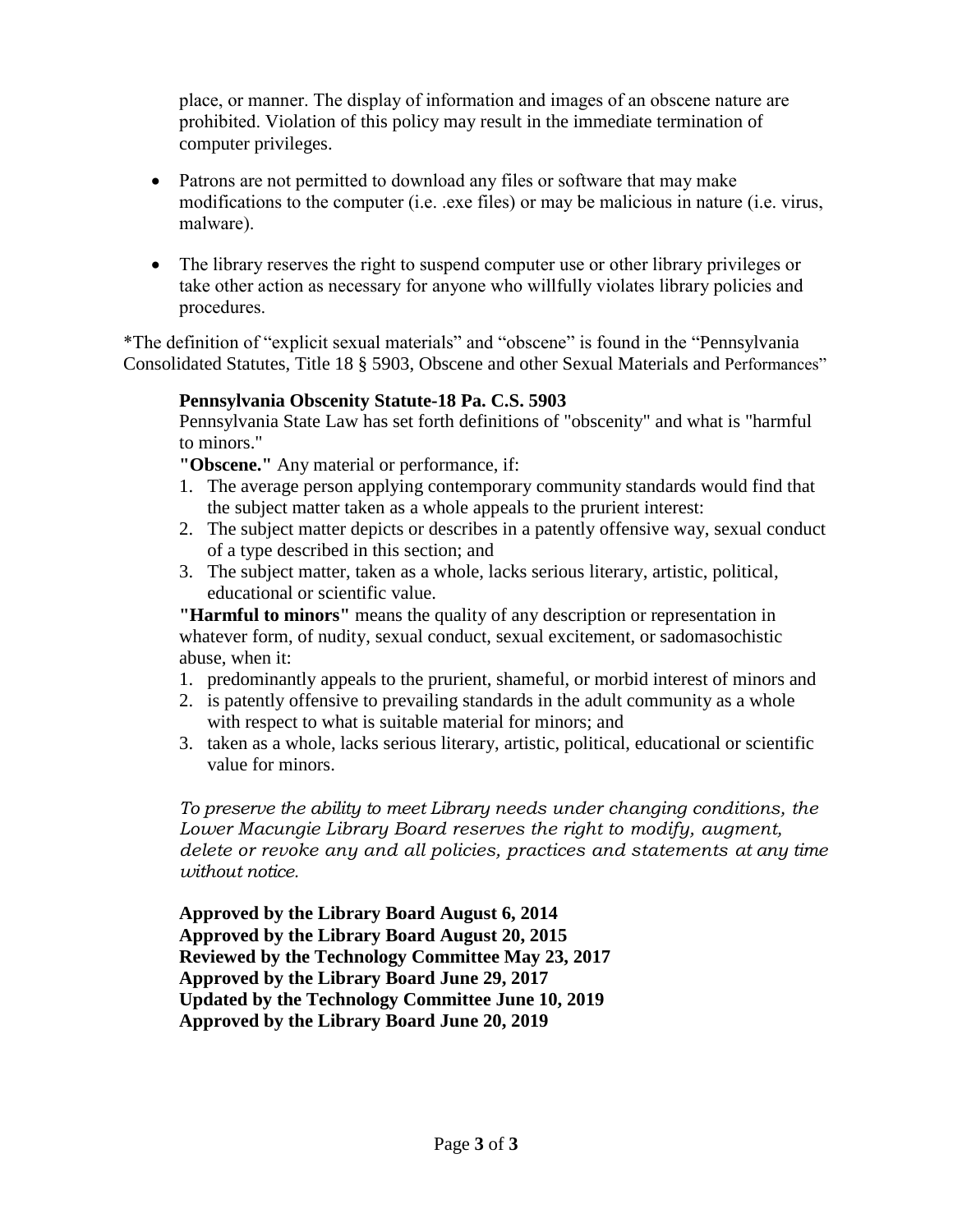place, or manner. The display of information and images of an obscene nature are prohibited. Violation of this policy may result in the immediate termination of computer privileges.

- Patrons are not permitted to download any files or software that may make modifications to the computer (i.e. .exe files) or may be malicious in nature (i.e. virus, malware).

- The library reserves the right to suspend computer use or other library privileges or take other action as necessary for anyone who willfully violates library policies and procedures.

*The definition of "explicit sexual materials" and "obscene" is found in the "Pennsylvania Consolidated Statutes, Title 18 § 5903, Obscene and other Sexual Materials and Performances"

**Pennsylvania Obscenity Statute-18 Pa. C.S. 5903**

Pennsylvania State Law has set forth definitions of "obscenity" and what is "harmful to minors."

**"Obscene."** Any material or performance, if:

1. The average person applying contemporary community standards would find that the subject matter taken as a whole appeals to the prurient interest:
2. The subject matter depicts or describes in a patently offensive way, sexual conduct of a type described in this section; and
3. The subject matter, taken as a whole, lacks serious literary, artistic, political, educational or scientific value.

**"Harmful to minors"** means the quality of any description or representation in whatever form, of nudity, sexual conduct, sexual excitement, or sadomasochistic abuse, when it:

1. predominantly appeals to the prurient, shameful, or morbid interest of minors and
2. is patently offensive to prevailing standards in the adult community as a whole with respect to what is suitable material for minors; and
3. taken as a whole, lacks serious literary, artistic, political, educational or scientific value for minors.

*To preserve the ability to meet Library needs under changing conditions, the Lower Macungie Library Board reserves the right to modify, augment, delete or revoke any and all policies, practices and statements at any time without notice.*

**Approved by the Library Board August 6, 2014**
**Approved by the Library Board August 20, 2015**
**Reviewed by the Technology Committee May 23, 2017**
**Approved by the Library Board June 29, 2017**
**Updated by the Technology Committee June 10, 2019**
**Approved by the Library Board June 20, 2019**